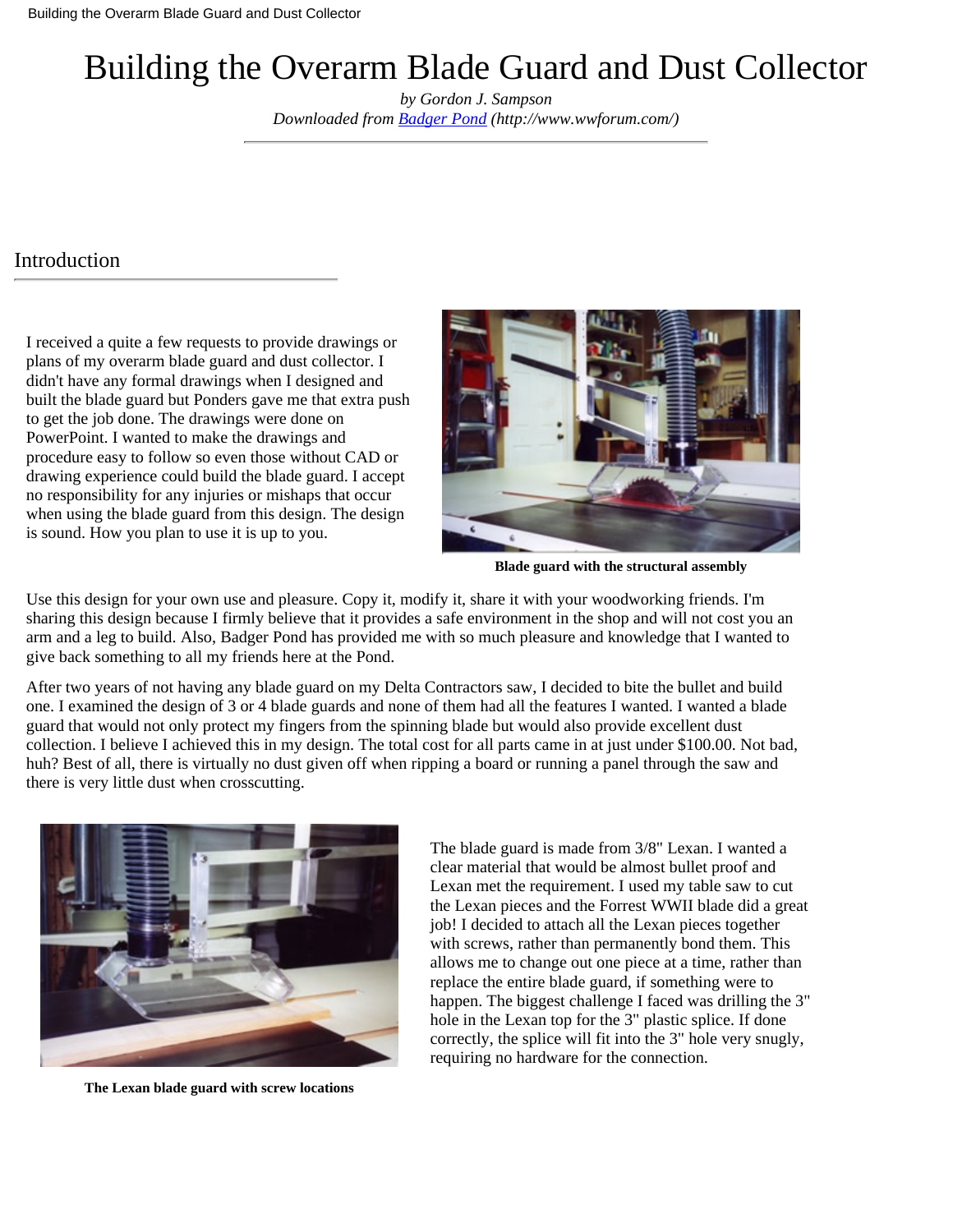# Building the Overarm Blade Guard and Dust Collector

*by Gordon J. Sampson*
*Downloaded from [Badger Pond](http://www.wwforum.com/) (http://www.wwforum.com/)*

---

## Introduction

I received a quite a few requests to provide drawings or plans of my overarm blade guard and dust collector. I didn't have any formal drawings when I designed and built the blade guard but Ponders gave me that extra push to get the job done. The drawings were done on PowerPoint. I wanted to make the drawings and procedure easy to follow so even those without CAD or drawing experience could build the blade guard. I accept no responsibility for any injuries or mishaps that occur when using the blade guard from this design. The design is sound. How you plan to use it is up to you.

**Blade guard with the structural assembly**

Use this design for your own use and pleasure. Copy it, modify it, share it with your woodworking friends. I'm sharing this design because I firmly believe that it provides a safe environment in the shop and will not cost you an arm and a leg to build. Also, Badger Pond has provided me with so much pleasure and knowledge that I wanted to give back something to all my friends here at the Pond.

After two years of not having any blade guard on my Delta Contractors saw, I decided to bite the bullet and build one. I examined the design of 3 or 4 blade guards and none of them had all the features I wanted. I wanted a blade guard that would not only protect my fingers from the spinning blade but would also provide excellent dust collection. I believe I achieved this in my design. The total cost for all parts came in at just under $100.00. Not bad, huh? Best of all, there is virtually no dust given off when ripping a board or running a panel through the saw and there is very little dust when crosscutting.

**The Lexan blade guard with screw locations**

The blade guard is made from 3/8" Lexan. I wanted a clear material that would be almost bullet proof and Lexan met the requirement. I used my table saw to cut the Lexan pieces and the Forrest WWII blade did a great job! I decided to attach all the Lexan pieces together with screws, rather than permanently bond them. This allows me to change out one piece at a time, rather than replace the entire blade guard, if something were to happen. The biggest challenge I faced was drilling the 3" hole in the Lexan top for the 3" plastic splice. If done correctly, the splice will fit into the 3" hole very snugly, requiring no hardware for the connection.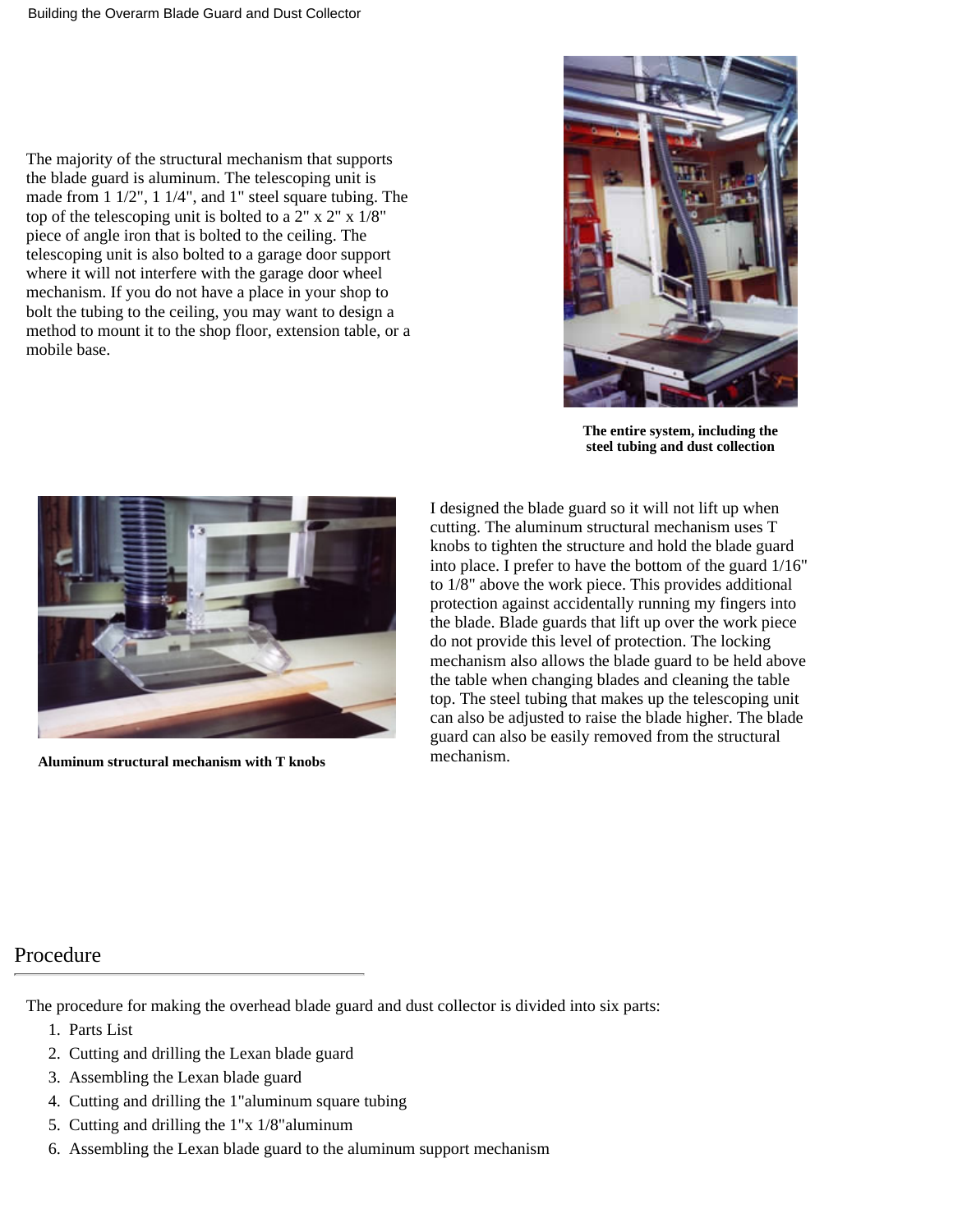The majority of the structural mechanism that supports the blade guard is aluminum. The telescoping unit is made from 1 1/2", 1 1/4", and 1" steel square tubing. The top of the telescoping unit is bolted to a 2" x 2" x 1/8" piece of angle iron that is bolted to the ceiling. The telescoping unit is also bolted to a garage door support where it will not interfere with the garage door wheel mechanism. If you do not have a place in your shop to bolt the tubing to the ceiling, you may want to design a method to mount it to the shop floor, extension table, or a mobile base.

**The entire system, including the steel tubing and dust collection**

I designed the blade guard so it will not lift up when cutting. The aluminum structural mechanism uses T knobs to tighten the structure and hold the blade guard into place. I prefer to have the bottom of the guard 1/16" to 1/8" above the work piece. This provides additional protection against accidentally running my fingers into the blade. Blade guards that lift up over the work piece do not provide this level of protection. The locking mechanism also allows the blade guard to be held above the table when changing blades and cleaning the table top. The steel tubing that makes up the telescoping unit can also be adjusted to raise the blade higher. The blade guard can also be easily removed from the structural mechanism.

**Aluminum structural mechanism with T knobs**

## Procedure

The procedure for making the overhead blade guard and dust collector is divided into six parts:

1. Parts List
2. Cutting and drilling the Lexan blade guard
3. Assembling the Lexan blade guard
4. Cutting and drilling the 1"aluminum square tubing
5. Cutting and drilling the 1"x 1/8"aluminum
6. Assembling the Lexan blade guard to the aluminum support mechanism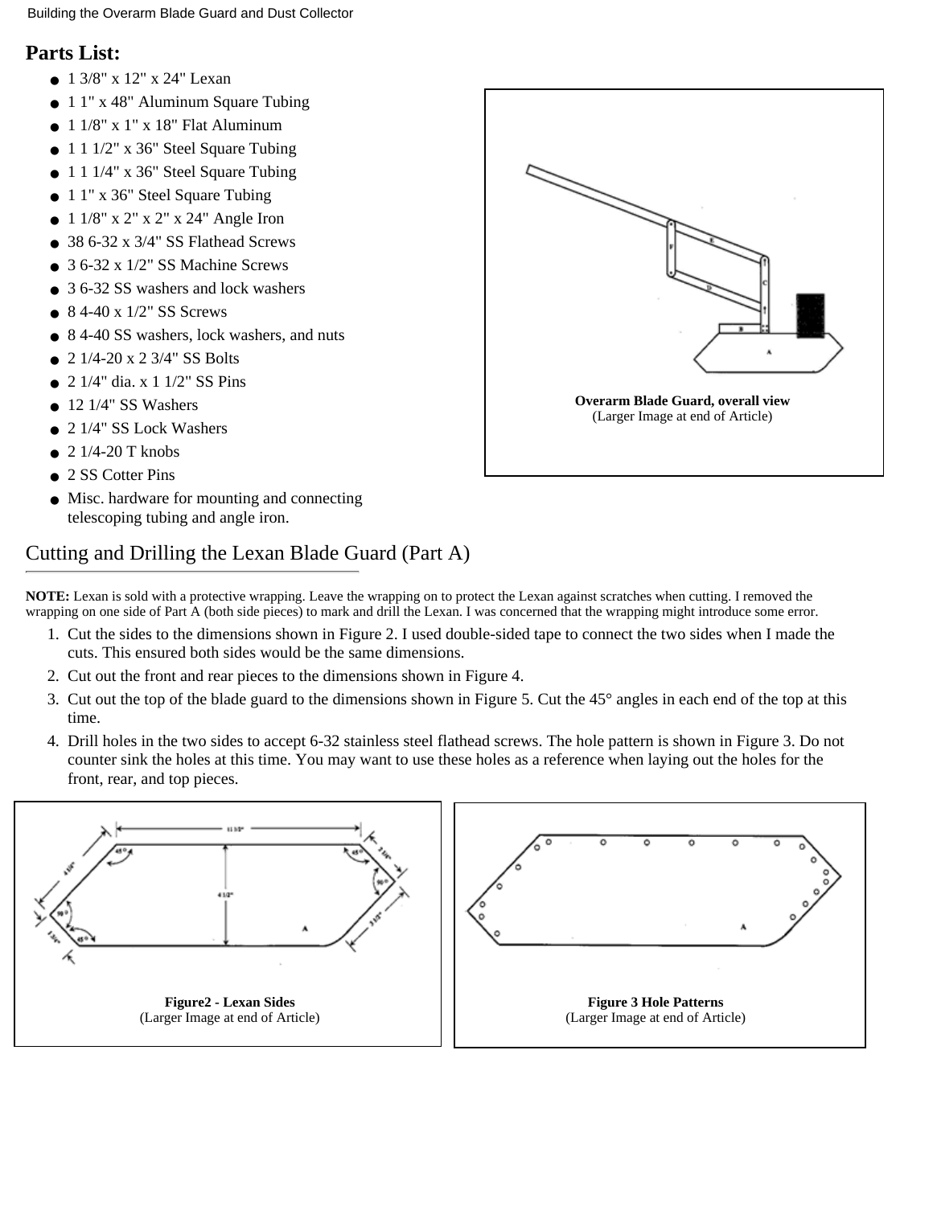## Parts List:

- 1 3/8" x 12" x 24" Lexan
- 1 1" x 48" Aluminum Square Tubing
- 1 1/8" x 1" x 18" Flat Aluminum
- 1 1 1/2" x 36" Steel Square Tubing
- 1 1 1/4" x 36" Steel Square Tubing
- 1 1" x 36" Steel Square Tubing
- 1 1/8" x 2" x 2" x 24" Angle Iron
- 38 6-32 x 3/4" SS Flathead Screws
- 3 6-32 x 1/2" SS Machine Screws
- 3 6-32 SS washers and lock washers
- 8 4-40 x 1/2" SS Screws
- 8 4-40 SS washers, lock washers, and nuts
- 2 1/4-20 x 2 3/4" SS Bolts
- 2 1/4" dia. x 1 1/2" SS Pins
- 12 1/4" SS Washers
- 2 1/4" SS Lock Washers
- 2 1/4-20 T knobs
- 2 SS Cotter Pins
- Misc. hardware for mounting and connecting telescoping tubing and angle iron.

**Overarm Blade Guard, overall view**
(Larger Image at end of Article)

## Cutting and Drilling the Lexan Blade Guard (Part A)

**NOTE:** Lexan is sold with a protective wrapping. Leave the wrapping on to protect the Lexan against scratches when cutting. I removed the wrapping on one side of Part A (both side pieces) to mark and drill the Lexan. I was concerned that the wrapping might introduce some error.

1. Cut the sides to the dimensions shown in Figure 2. I used double-sided tape to connect the two sides when I made the cuts. This ensured both sides would be the same dimensions.
2. Cut out the front and rear pieces to the dimensions shown in Figure 4.
3. Cut out the top of the blade guard to the dimensions shown in Figure 5. Cut the 45° angles in each end of the top at this time.
4. Drill holes in the two sides to accept 6-32 stainless steel flathead screws. The hole pattern is shown in Figure 3. Do not counter sink the holes at this time. You may want to use these holes as a reference when laying out the holes for the front, rear, and top pieces.

**Figure2 - Lexan Sides**
(Larger Image at end of Article)

**Figure 3 Hole Patterns**
(Larger Image at end of Article)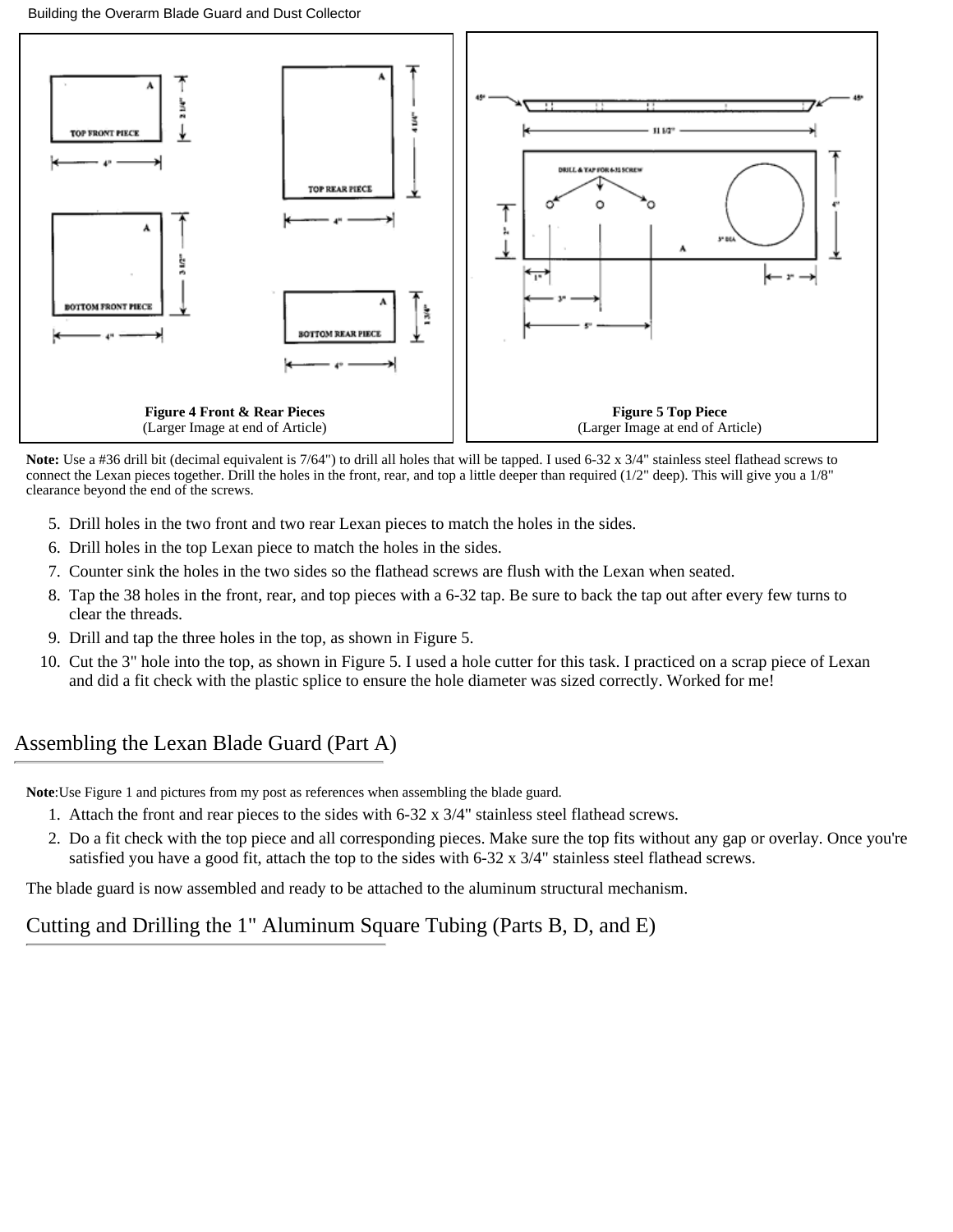**Figure 4 Front & Rear Pieces**
(Larger Image at end of Article)

**Figure 5 Top Piece**
(Larger Image at end of Article)

**Note:** Use a #36 drill bit (decimal equivalent is 7/64") to drill all holes that will be tapped. I used 6-32 x 3/4" stainless steel flathead screws to connect the Lexan pieces together. Drill the holes in the front, rear, and top a little deeper than required (1/2" deep). This will give you a 1/8" clearance beyond the end of the screws.

5. Drill holes in the two front and two rear Lexan pieces to match the holes in the sides.
6. Drill holes in the top Lexan piece to match the holes in the sides.
7. Counter sink the holes in the two sides so the flathead screws are flush with the Lexan when seated.
8. Tap the 38 holes in the front, rear, and top pieces with a 6-32 tap. Be sure to back the tap out after every few turns to clear the threads.
9. Drill and tap the three holes in the top, as shown in Figure 5.
10. Cut the 3" hole into the top, as shown in Figure 5. I used a hole cutter for this task. I practiced on a scrap piece of Lexan and did a fit check with the plastic splice to ensure the hole diameter was sized correctly. Worked for me!

## Assembling the Lexan Blade Guard (Part A)

**Note**:Use Figure 1 and pictures from my post as references when assembling the blade guard.

1. Attach the front and rear pieces to the sides with 6-32 x 3/4" stainless steel flathead screws.
2. Do a fit check with the top piece and all corresponding pieces. Make sure the top fits without any gap or overlay. Once you're satisfied you have a good fit, attach the top to the sides with 6-32 x 3/4" stainless steel flathead screws.

The blade guard is now assembled and ready to be attached to the aluminum structural mechanism.

## Cutting and Drilling the 1" Aluminum Square Tubing (Parts B, D, and E)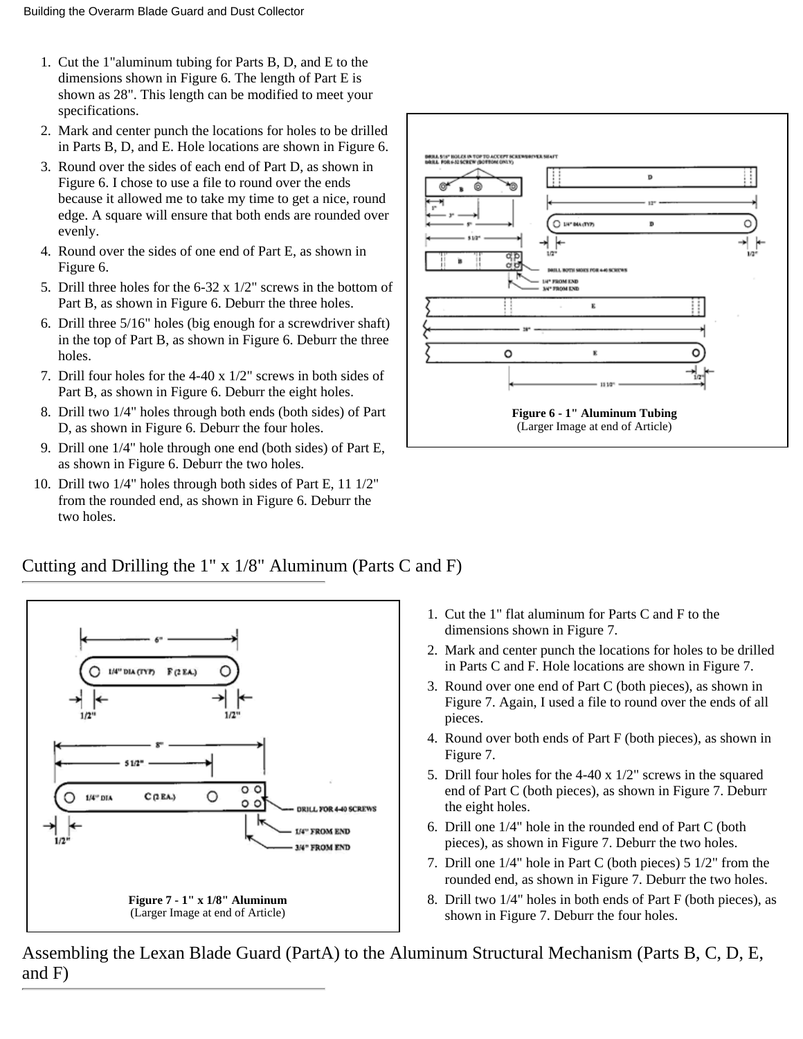1. Cut the 1"aluminum tubing for Parts B, D, and E to the dimensions shown in Figure 6. The length of Part E is shown as 28". This length can be modified to meet your specifications.
2. Mark and center punch the locations for holes to be drilled in Parts B, D, and E. Hole locations are shown in Figure 6.
3. Round over the sides of each end of Part D, as shown in Figure 6. I chose to use a file to round over the ends because it allowed me to take my time to get a nice, round edge. A square will ensure that both ends are rounded over evenly.
4. Round over the sides of one end of Part E, as shown in Figure 6.
5. Drill three holes for the 6-32 x 1/2" screws in the bottom of Part B, as shown in Figure 6. Deburr the three holes.
6. Drill three 5/16" holes (big enough for a screwdriver shaft) in the top of Part B, as shown in Figure 6. Deburr the three holes.
7. Drill four holes for the 4-40 x 1/2" screws in both sides of Part B, as shown in Figure 6. Deburr the eight holes.
8. Drill two 1/4" holes through both ends (both sides) of Part D, as shown in Figure 6. Deburr the four holes.
9. Drill one 1/4" hole through one end (both sides) of Part E, as shown in Figure 6. Deburr the two holes.
10. Drill two 1/4" holes through both sides of Part E, 11 1/2" from the rounded end, as shown in Figure 6. Deburr the two holes.

**Figure 6 - 1" Aluminum Tubing**
(Larger Image at end of Article)

## Cutting and Drilling the 1" x 1/8" Aluminum (Parts C and F)

1. Cut the 1" flat aluminum for Parts C and F to the dimensions shown in Figure 7.
2. Mark and center punch the locations for holes to be drilled in Parts C and F. Hole locations are shown in Figure 7.
3. Round over one end of Part C (both pieces), as shown in Figure 7. Again, I used a file to round over the ends of all pieces.
4. Round over both ends of Part F (both pieces), as shown in Figure 7.
5. Drill four holes for the 4-40 x 1/2" screws in the squared end of Part C (both pieces), as shown in Figure 7. Deburr the eight holes.
6. Drill one 1/4" hole in the rounded end of Part C (both pieces), as shown in Figure 7. Deburr the two holes.
7. Drill one 1/4" hole in Part C (both pieces) 5 1/2" from the rounded end, as shown in Figure 7. Deburr the two holes.
8. Drill two 1/4" holes in both ends of Part F (both pieces), as shown in Figure 7. Deburr the four holes.

**Figure 7 - 1" x 1/8" Aluminum**
(Larger Image at end of Article)

## Assembling the Lexan Blade Guard (PartA) to the Aluminum Structural Mechanism (Parts B, C, D, E, and F)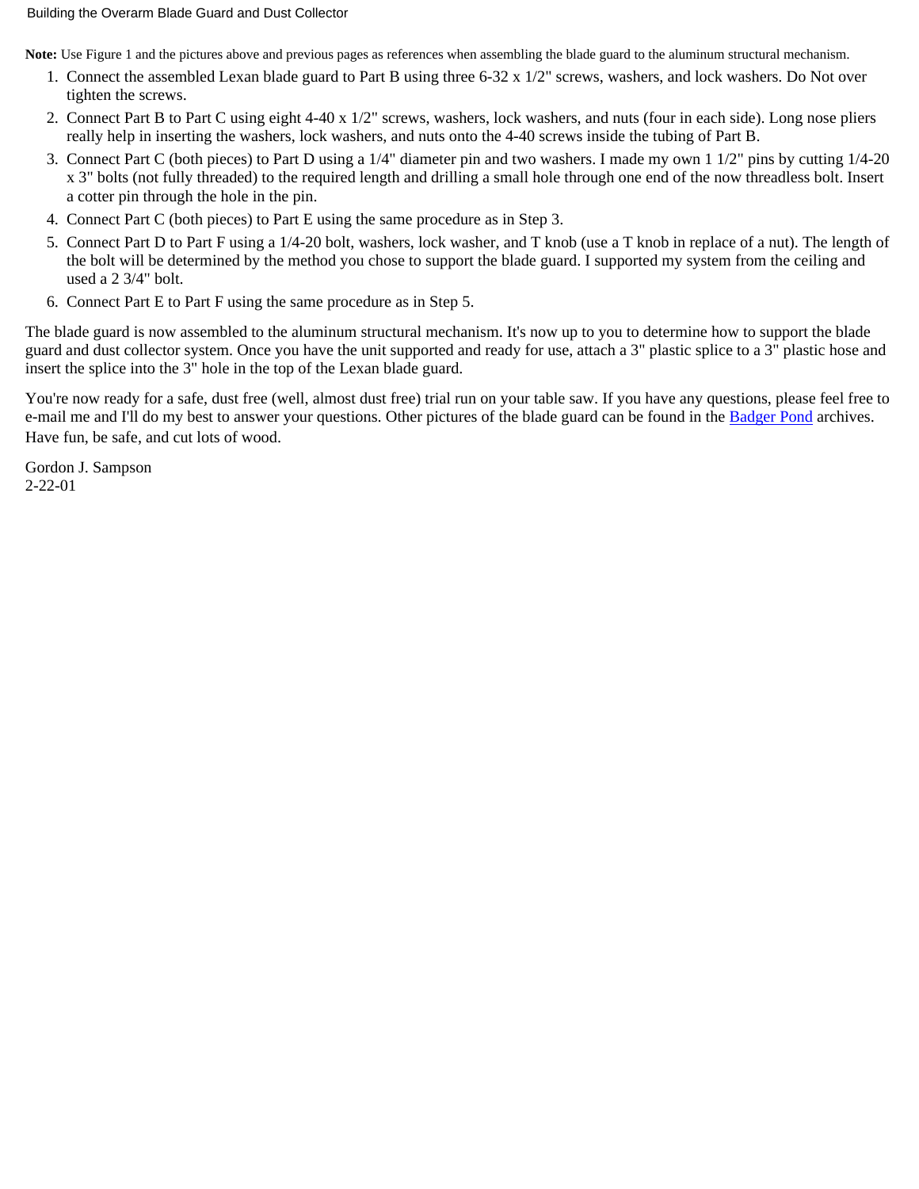**Note:** Use Figure 1 and the pictures above and previous pages as references when assembling the blade guard to the aluminum structural mechanism.

1. Connect the assembled Lexan blade guard to Part B using three 6-32 x 1/2" screws, washers, and lock washers. Do Not over tighten the screws.
2. Connect Part B to Part C using eight 4-40 x 1/2" screws, washers, lock washers, and nuts (four in each side). Long nose pliers really help in inserting the washers, lock washers, and nuts onto the 4-40 screws inside the tubing of Part B.
3. Connect Part C (both pieces) to Part D using a 1/4" diameter pin and two washers. I made my own 1 1/2" pins by cutting 1/4-20 x 3" bolts (not fully threaded) to the required length and drilling a small hole through one end of the now threadless bolt. Insert a cotter pin through the hole in the pin.
4. Connect Part C (both pieces) to Part E using the same procedure as in Step 3.
5. Connect Part D to Part F using a 1/4-20 bolt, washers, lock washer, and T knob (use a T knob in replace of a nut). The length of the bolt will be determined by the method you chose to support the blade guard. I supported my system from the ceiling and used a 2 3/4" bolt.
6. Connect Part E to Part F using the same procedure as in Step 5.

The blade guard is now assembled to the aluminum structural mechanism. It's now up to you to determine how to support the blade guard and dust collector system. Once you have the unit supported and ready for use, attach a 3" plastic splice to a 3" plastic hose and insert the splice into the 3" hole in the top of the Lexan blade guard.

You're now ready for a safe, dust free (well, almost dust free) trial run on your table saw. If you have any questions, please feel free to e-mail me and I'll do my best to answer your questions. Other pictures of the blade guard can be found in the Badger Pond archives. Have fun, be safe, and cut lots of wood.

Gordon J. Sampson
2-22-01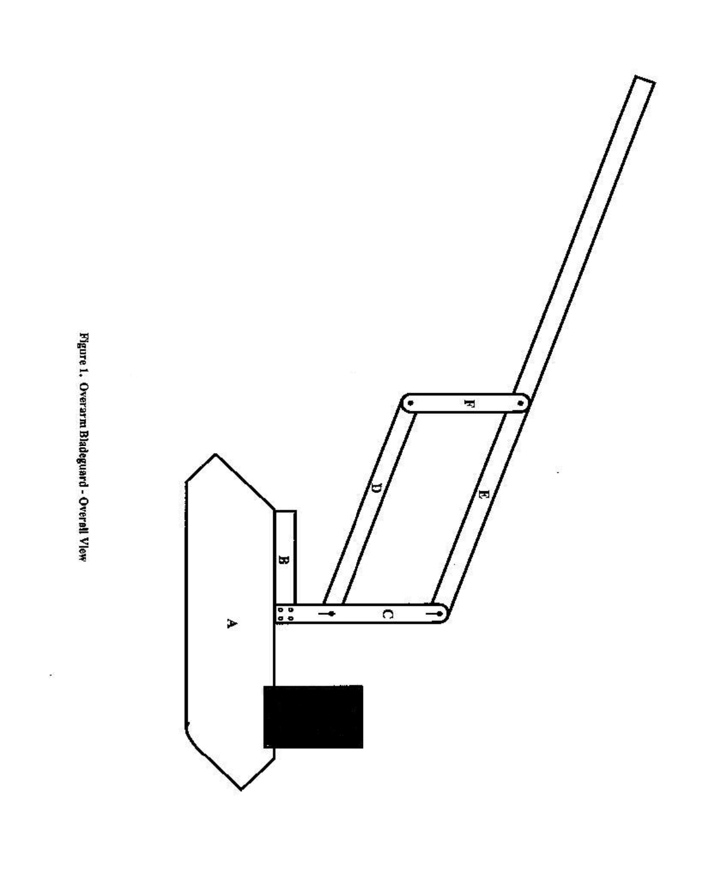Figure 1. Overarm Bladeguard - Overall View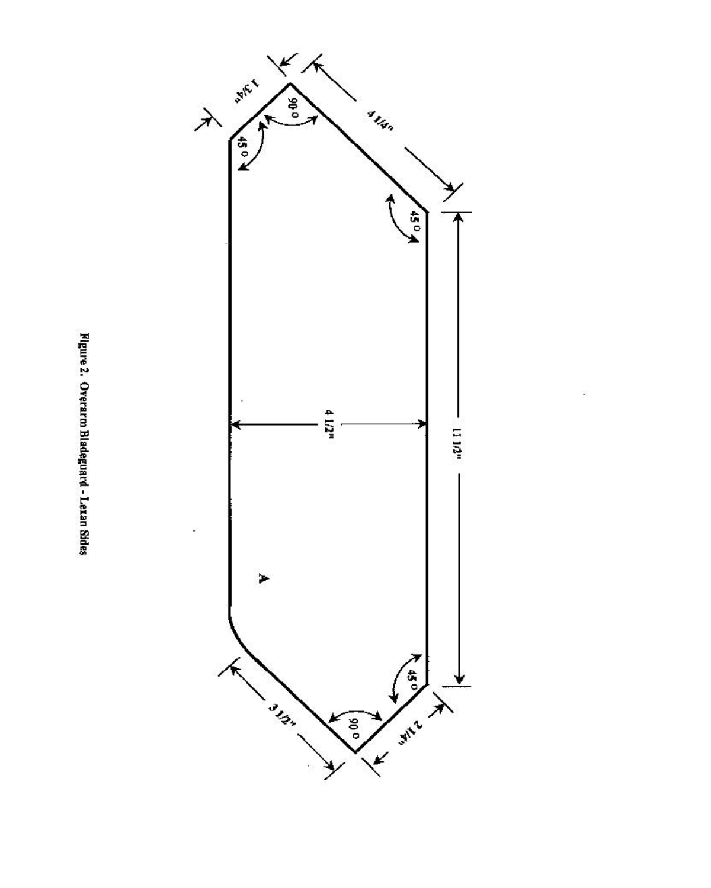1 3/4"

90°

4 1/4"

45°

45°

4 1/2"

11 1/2"

A

45°

90°

3 1/2"

2 1/4"

**Figure 2. Overarm Bladeguard - Lexan Sides**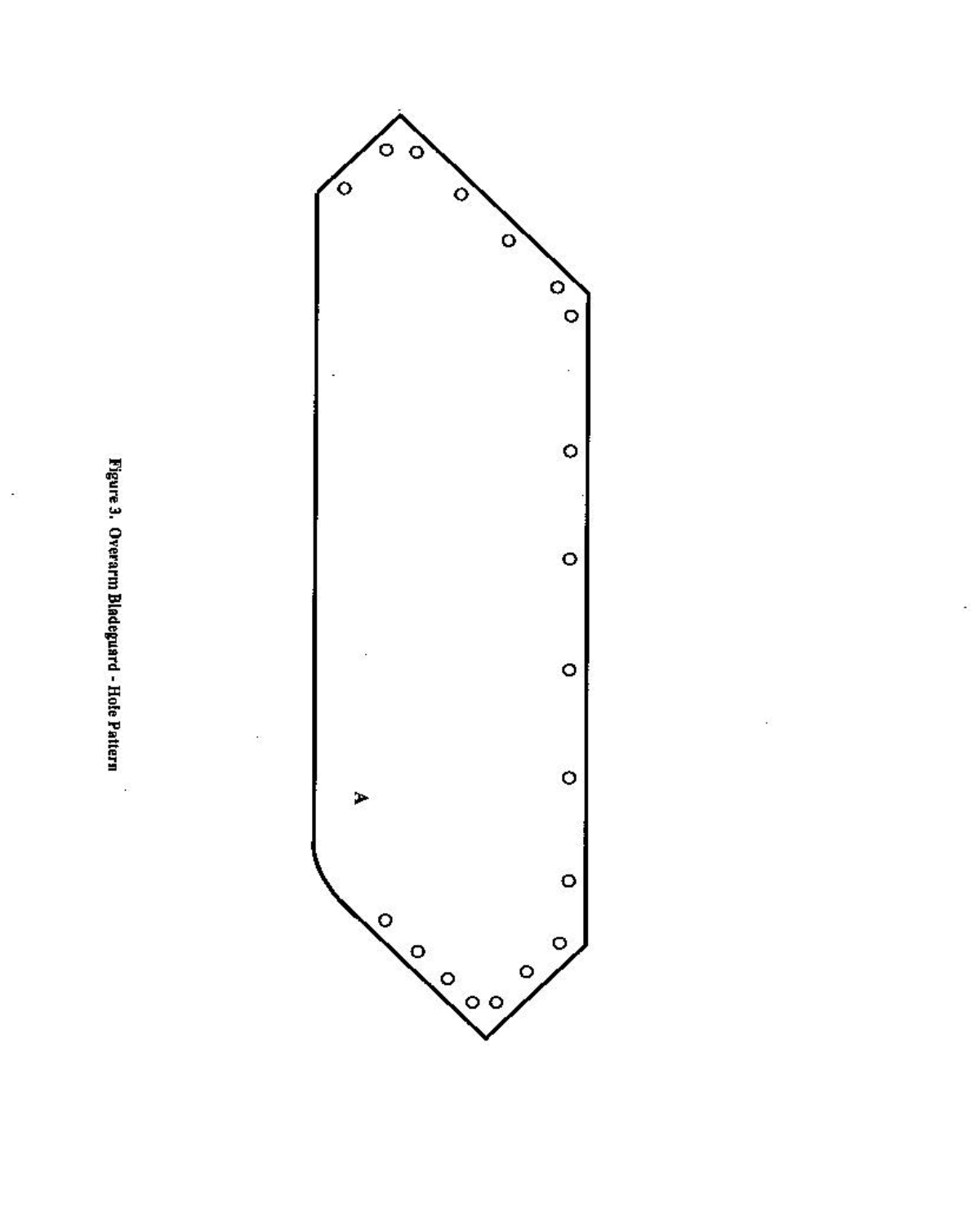A

Figure 3. Overarm Bladeguard - Hole Pattern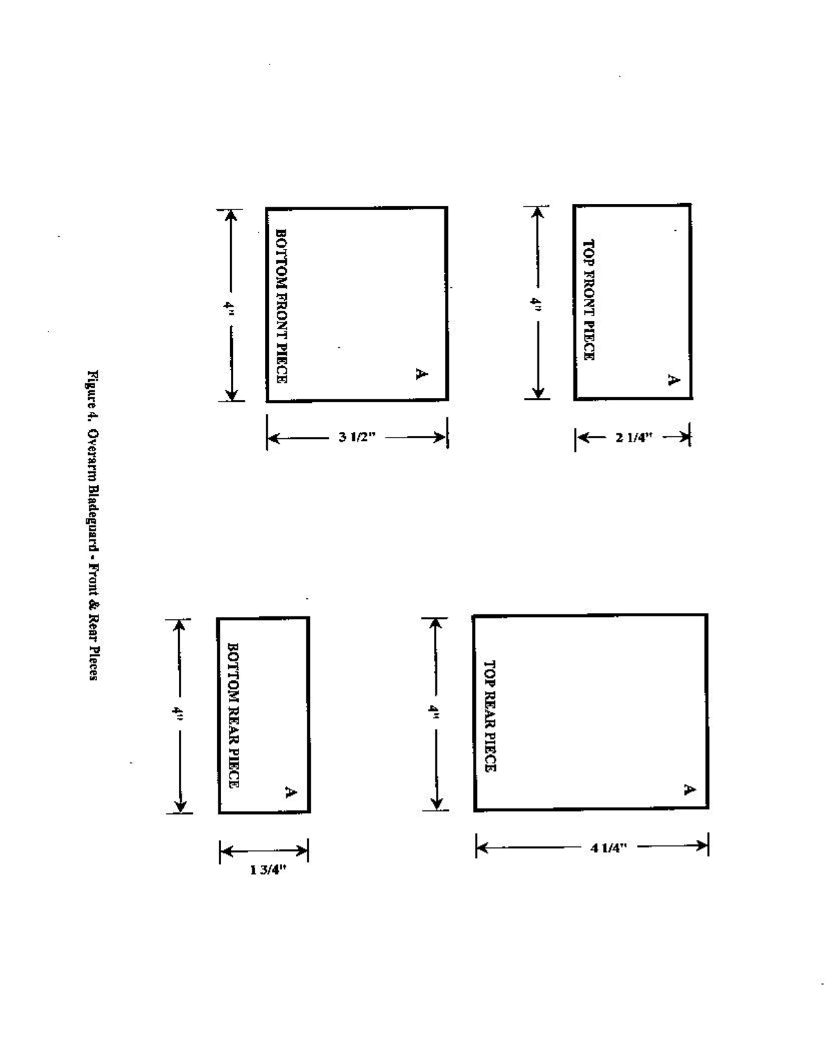BOTTOM FRONT PIECE

A

4"

3 1/2"

TOP FRONT PIECE

A

4"

2 1/4"

BOTTOM REAR PIECE

A

4"

1 3/4"

TOP REAR PIECE

A

4"

4 1/4"

Figure 4. Overarm Bladeguard - Front & Rear Pieces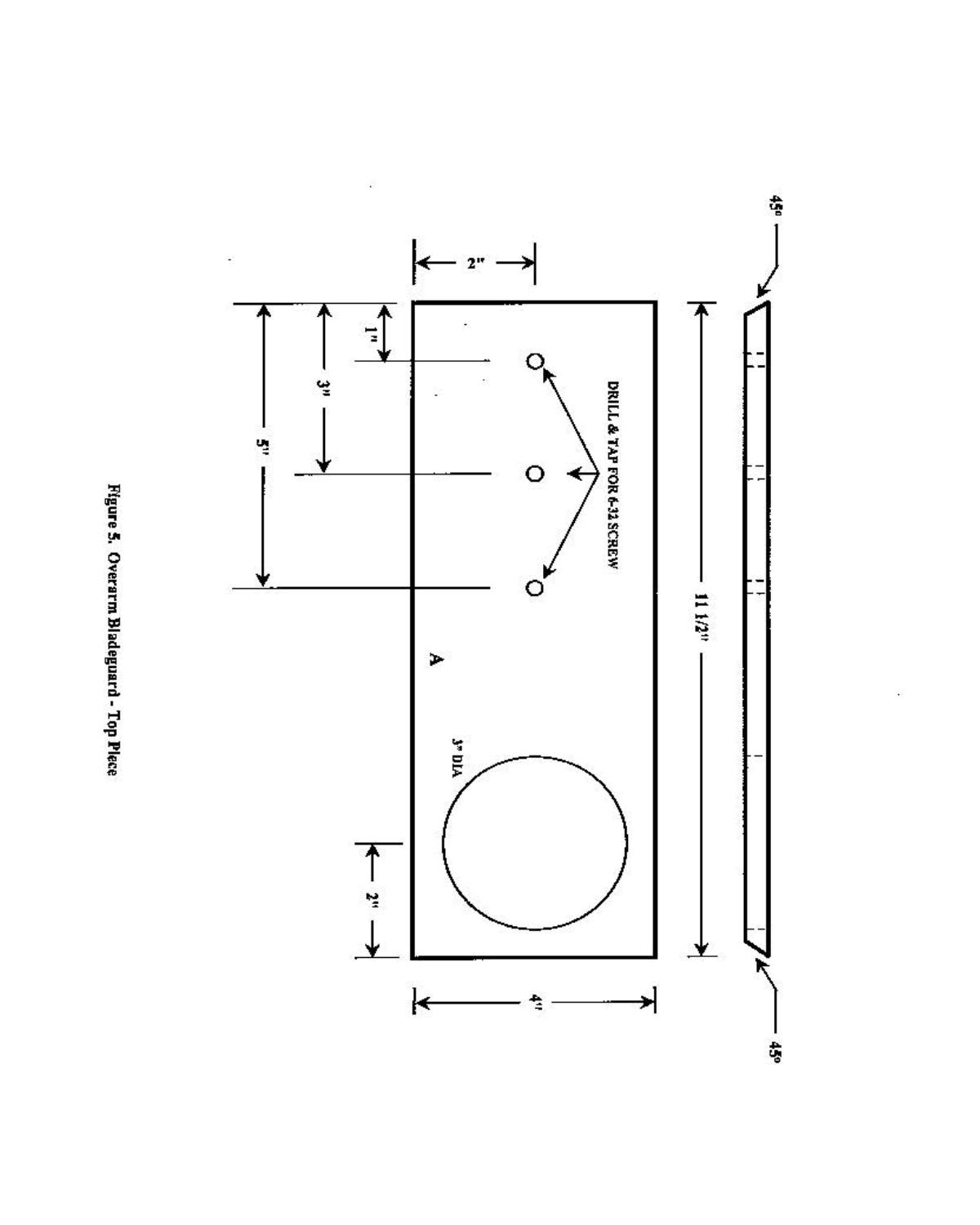DRILL & TAP FOR 6-32 SCREW

A

3" DIA

2"

1"

3"

5"

2"

4"

11 1/2"

45°

45°

Figure 5. Overarm Bladeguard - Top Piece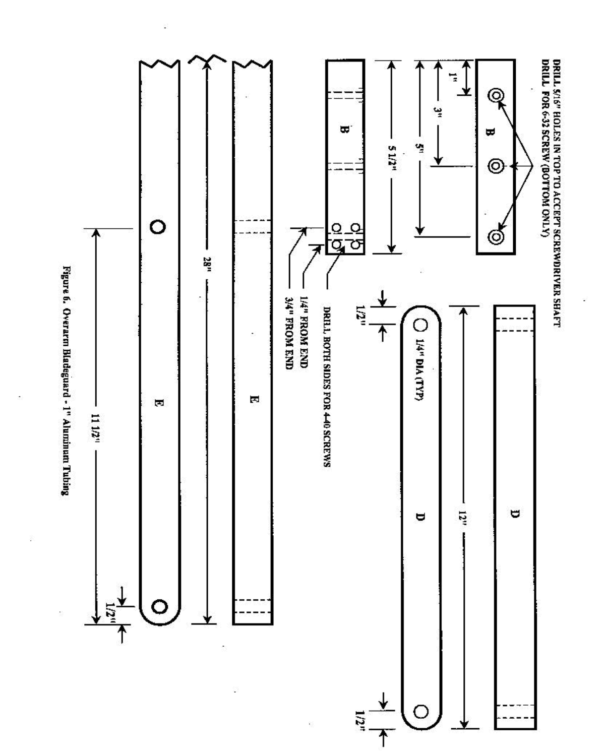DRILL 5/16" HOLES IN TOP TO ACCEPT SCREWDRIVER SHAFT
DRILL FOR 6-32 SCREW (BOTTOM ONLY)

B

1"

3"

5"

5 1/2"

B

DRILL BOTH SIDES FOR 4-40 SCREWS

1/4" FROM END

3/4" FROM END

D

1/2"

1/4" DIA (TYP)

D

12"

1/2"

E

28"

E

11 1/2"

1/2"

Figure 6. Overarm Bladeguard - 1" Aluminum Tubing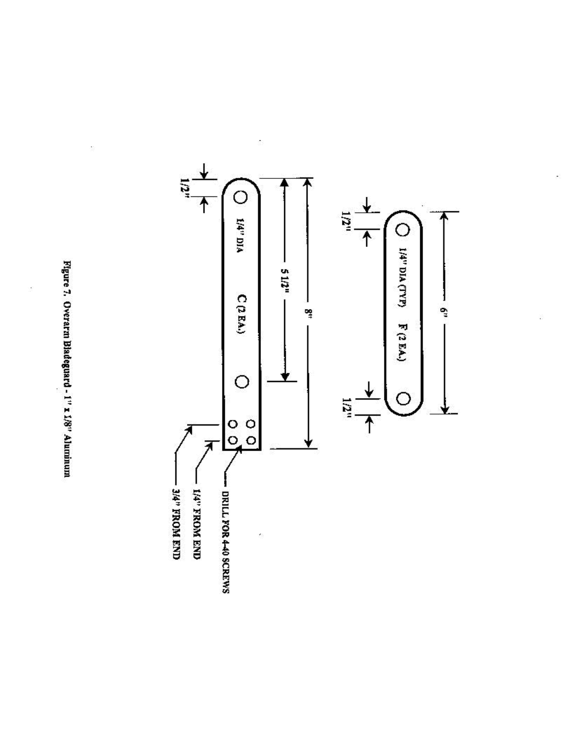1/2"

1/4" DIA

C (2 EA.)

5 1/2"

8"

1/2"

1/4" DIA (TYP)

F (2 EA.)

6"

1/2"

DRILL FOR 4-40 SCREWS

1/4" FROM END

3/4" FROM END

Figure 7. Overarm Bladeguard - 1" x 1/8" Aluminum